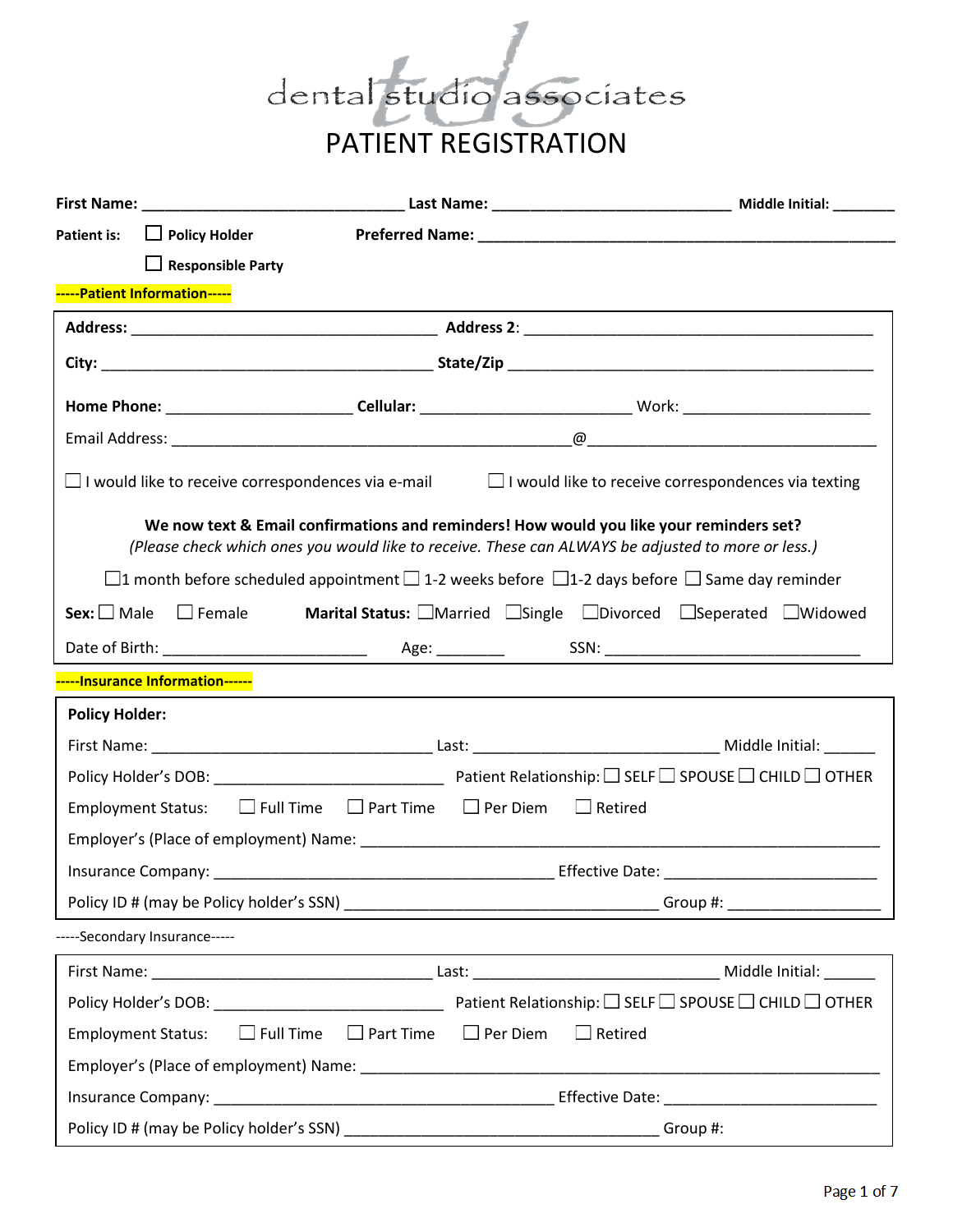# dental studio associates

## PATIENT REGISTRATION

**First Name:** ______________________________ **Last Name:** ___________________________ **Middle Initial:** _______

**Patient is:** ☐ **Policy Holder** **Preferred Name:** ________________________________________________

☐ **Responsible Party**

**-----Patient Information-----**

**Address:** __________________________________ **Address 2**: ________________________________________

**City:** ______________________________________ **State/Zip** __________________________________________

**Home Phone:** _____________________ **Cellular:** _______________________ Work: ______________________

Email Address: _____________________________________________@_________________________________

☐ I would like to receive correspondences via e-mail ☐ I would like to receive correspondences via texting

**We now text & Email confirmations and reminders! How would you like your reminders set?**

*(Please check which ones you would like to receive. These can ALWAYS be adjusted to more or less.)*

☐1 month before scheduled appointment ☐ 1-2 weeks before ☐1-2 days before ☐ Same day reminder

**Sex:** ☐ Male ☐ Female **Marital Status:** ☐Married ☐Single ☐Divorced ☐Seperated ☐Widowed

Date of Birth: _______________________ Age: ________ SSN: _____________________________

**-----Insurance Information------**

**Policy Holder:**

First Name: ________________________________ Last: ____________________________ Middle Initial: ______

Policy Holder's DOB: __________________________ Patient Relationship: ☐ SELF ☐ SPOUSE ☐ CHILD ☐ OTHER

Employment Status: ☐ Full Time ☐ Part Time ☐ Per Diem ☐ Retired

Employer's (Place of employment) Name: ___________________________________________________________

Insurance Company: ________________________________________ Effective Date: ________________________

Policy ID # (may be Policy holder's SSN) ____________________________________ Group #: _________________

-----Secondary Insurance-----

First Name: ________________________________ Last: ____________________________ Middle Initial: ______

Policy Holder's DOB: __________________________ Patient Relationship: ☐ SELF ☐ SPOUSE ☐ CHILD ☐ OTHER

Employment Status: ☐ Full Time ☐ Part Time ☐ Per Diem ☐ Retired

Employer's (Place of employment) Name: ___________________________________________________________

Insurance Company: ________________________________________ Effective Date: ________________________

Policy ID # (may be Policy holder's SSN) ____________________________________ Group #: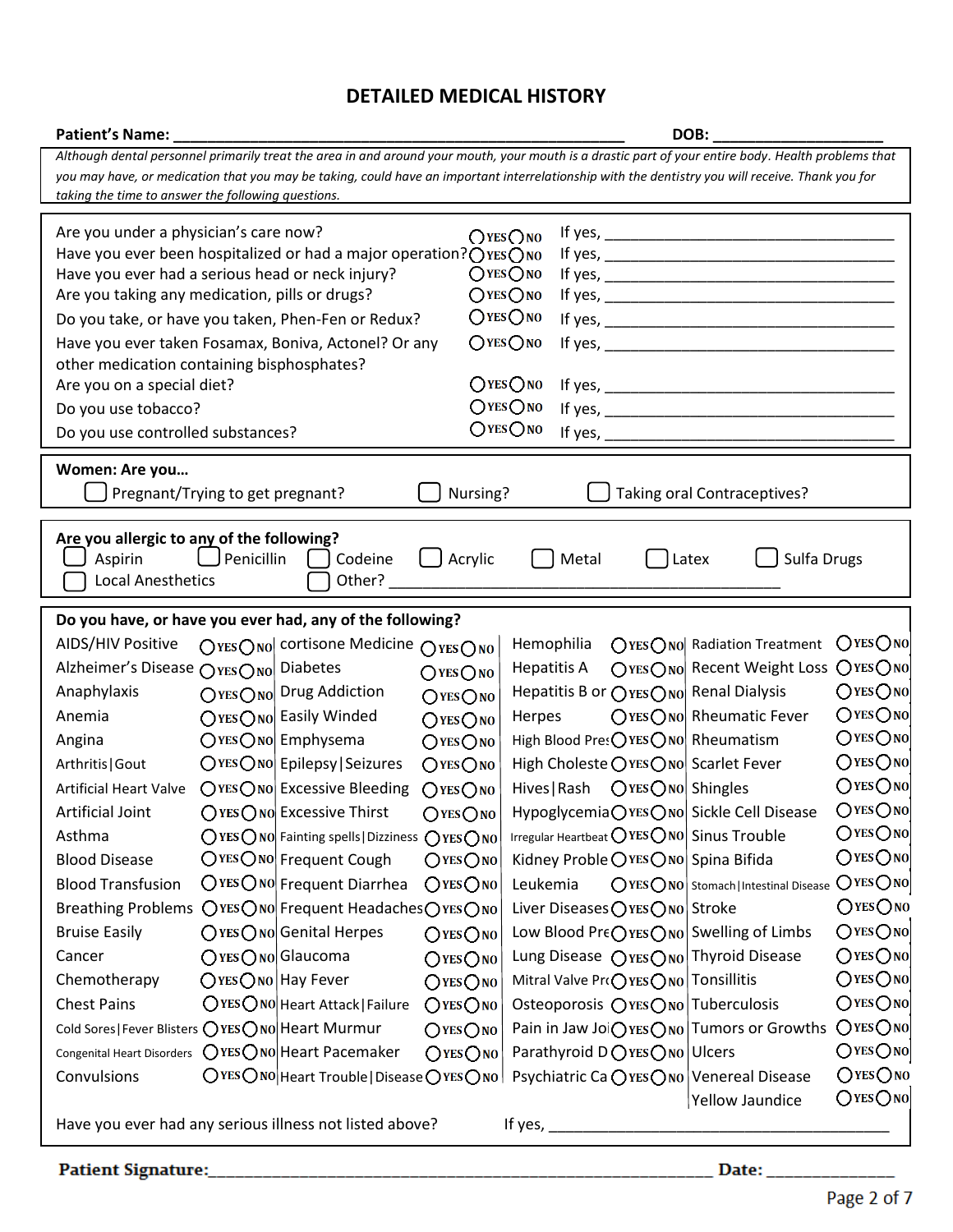# DETAILED MEDICAL HISTORY

**Patient's Name:** ______________________________ **DOB:** ____________

*Although dental personnel primarily treat the area in and around your mouth, your mouth is a drastic part of your entire body. Health problems that you may have, or medication that you may be taking, could have an important interrelationship with the dentistry you will receive. Thank you for taking the time to answer the following questions.*

| Question | | |
|---|---|---|
| Are you under a physician's care now? | ○ YES ○ NO | If yes, ______________ |
| Have you ever been hospitalized or had a major operation? | ○ YES ○ NO | If yes, ______________ |
| Have you ever had a serious head or neck injury? | ○ YES ○ NO | If yes, ______________ |
| Are you taking any medication, pills or drugs? | ○ YES ○ NO | If yes, ______________ |
| Do you take, or have you taken, Phen-Fen or Redux? | ○ YES ○ NO | If yes, ______________ |
| Have you ever taken Fosamax, Boniva, Actonel? Or any other medication containing bisphosphates? | ○ YES ○ NO | If yes, ______________ |
| Are you on a special diet? | ○ YES ○ NO | If yes, ______________ |
| Do you use tobacco? | ○ YES ○ NO | If yes, ______________ |
| Do you use controlled substances? | ○ YES ○ NO | If yes, ______________ |

**Women: Are you…**

☐ Pregnant/Trying to get pregnant? ☐ Nursing? ☐ Taking oral Contraceptives?

**Are you allergic to any of the following?**

☐ Aspirin ☐ Penicillin ☐ Codeine ☐ Acrylic ☐ Metal ☐ Latex ☐ Sulfa Drugs
☐ Local Anesthetics ☐ Other? ______________

**Do you have, or have you ever had, any of the following?**

| Condition | | Condition | | Condition | | Condition | |
|---|---|---|---|---|---|---|---|
| AIDS/HIV Positive | ○ YES ○ NO | cortisone Medicine | ○ YES ○ NO | Hemophilia | ○ YES ○ NO | Radiation Treatment | ○ YES ○ NO |
| Alzheimer's Disease | ○ YES ○ NO | Diabetes | ○ YES ○ NO | Hepatitis A | ○ YES ○ NO | Recent Weight Loss | ○ YES ○ NO |
| Anaphylaxis | ○ YES ○ NO | Drug Addiction | ○ YES ○ NO | Hepatitis B or | ○ YES ○ NO | Renal Dialysis | ○ YES ○ NO |
| Anemia | ○ YES ○ NO | Easily Winded | ○ YES ○ NO | Herpes | ○ YES ○ NO | Rheumatic Fever | ○ YES ○ NO |
| Angina | ○ YES ○ NO | Emphysema | ○ YES ○ NO | High Blood Pres | ○ YES ○ NO | Rheumatism | ○ YES ○ NO |
| Arthritis\|Gout | ○ YES ○ NO | Epilepsy\|Seizures | ○ YES ○ NO | High Choleste | ○ YES ○ NO | Scarlet Fever | ○ YES ○ NO |
| Artificial Heart Valve | ○ YES ○ NO | Excessive Bleeding | ○ YES ○ NO | Hives\|Rash | ○ YES ○ NO | Shingles | ○ YES ○ NO |
| Artificial Joint | ○ YES ○ NO | Excessive Thirst | ○ YES ○ NO | Hypoglycemia | ○ YES ○ NO | Sickle Cell Disease | ○ YES ○ NO |
| Asthma | ○ YES ○ NO | Fainting spells\|Dizziness | ○ YES ○ NO | Irregular Heartbeat | ○ YES ○ NO | Sinus Trouble | ○ YES ○ NO |
| Blood Disease | ○ YES ○ NO | Frequent Cough | ○ YES ○ NO | Kidney Proble | ○ YES ○ NO | Spina Bifida | ○ YES ○ NO |
| Blood Transfusion | ○ YES ○ NO | Frequent Diarrhea | ○ YES ○ NO | Leukemia | ○ YES ○ NO | Stomach\|Intestinal Disease | ○ YES ○ NO |
| Breathing Problems | ○ YES ○ NO | Frequent Headaches | ○ YES ○ NO | Liver Diseases | ○ YES ○ NO | Stroke | ○ YES ○ NO |
| Bruise Easily | ○ YES ○ NO | Genital Herpes | ○ YES ○ NO | Low Blood Pre | ○ YES ○ NO | Swelling of Limbs | ○ YES ○ NO |
| Cancer | ○ YES ○ NO | Glaucoma | ○ YES ○ NO | Lung Disease | ○ YES ○ NO | Thyroid Disease | ○ YES ○ NO |
| Chemotherapy | ○ YES ○ NO | Hay Fever | ○ YES ○ NO | Mitral Valve Pro | ○ YES ○ NO | Tonsillitis | ○ YES ○ NO |
| Chest Pains | ○ YES ○ NO | Heart Attack\|Failure | ○ YES ○ NO | Osteoporosis | ○ YES ○ NO | Tuberculosis | ○ YES ○ NO |
| Cold Sores\|Fever Blisters | ○ YES ○ NO | Heart Murmur | ○ YES ○ NO | Pain in Jaw Joi | ○ YES ○ NO | Tumors or Growths | ○ YES ○ NO |
| Congenital Heart Disorders | ○ YES ○ NO | Heart Pacemaker | ○ YES ○ NO | Parathyroid D | ○ YES ○ NO | Ulcers | ○ YES ○ NO |
| Convulsions | ○ YES ○ NO | Heart Trouble\|Disease | ○ YES ○ NO | Psychiatric Ca | ○ YES ○ NO | Venereal Disease | ○ YES ○ NO |
| | | | | | | Yellow Jaundice | ○ YES ○ NO |

Have you ever had any serious illness not listed above? If yes, ______________

**Patient Signature:** ______________________________ **Date:** ____________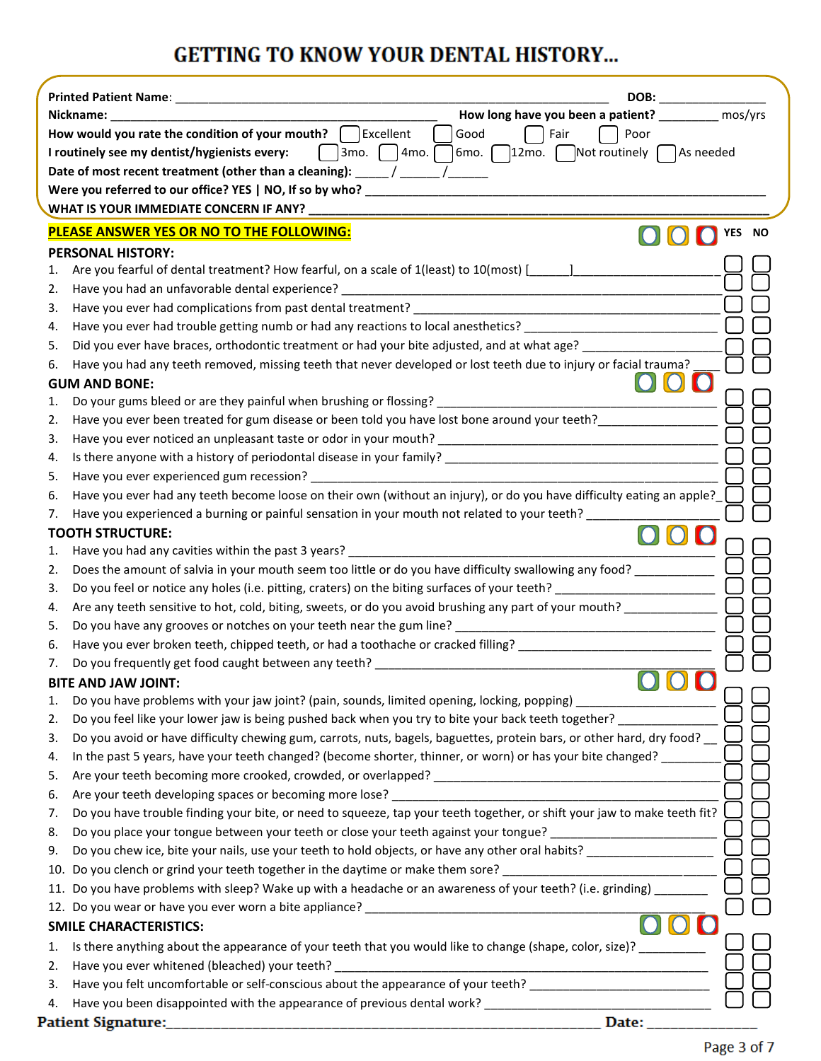#### GETTING TO KNOW YOUR DENTAL HISTORY…

**Printed Patient Name**: ______________________________________________ **DOB:** ______________

**Nickname:** ______________________________________ **How long have you been a patient?** ________ mos/yrs

**How would you rate the condition of your mouth?** ☐ Excellent ☐ Good ☐ Fair ☐ Poor

**I routinely see my dentist/hygienists every:** ☐ 3mo. ☐ 4mo. ☐ 6mo. ☐ 12mo. ☐ Not routinely ☐ As needed

**Date of most recent treatment (other than a cleaning):** _____ / ______ /______

**Were you referred to our office? YES | NO, If so by who?** ______________________________________________

**WHAT IS YOUR IMMEDIATE CONCERN IF ANY?** ______________________________________________

**PLEASE ANSWER YES OR NO TO THE FOLLOWING:** **YES NO**

**PERSONAL HISTORY:**

1. Are you fearful of dental treatment? How fearful, on a scale of 1(least) to 10(most) [______]_________________ ☐ ☐
2. Have you had an unfavorable dental experience? ______________________________ ☐ ☐
3. Have you ever had complications from past dental treatment? ______________________________ ☐ ☐
4. Have you ever had trouble getting numb or had any reactions to local anesthetics? ____________________ ☐ ☐
5. Did you ever have braces, orthodontic treatment or had your bite adjusted, and at what age? ____________ ☐ ☐
6. Have you had any teeth removed, missing teeth that never developed or lost teeth due to injury or facial trauma? ____ ☐ ☐

**GUM AND BONE:**

1. Do your gums bleed or are they painful when brushing or flossing? ______________________________ ☐ ☐
2. Have you ever been treated for gum disease or been told you have lost bone around your teeth?______________ ☐ ☐
3. Have you ever noticed an unpleasant taste or odor in your mouth? ______________________________ ☐ ☐
4. Is there anyone with a history of periodontal disease in your family? ______________________________ ☐ ☐
5. Have you ever experienced gum recession? ______________________________ ☐ ☐
6. Have you ever had any teeth become loose on their own (without an injury), or do you have difficulty eating an apple?_ ☐ ☐
7. Have you experienced a burning or painful sensation in your mouth not related to your teeth? ______________ ☐ ☐

**TOOTH STRUCTURE:**

1. Have you had any cavities within the past 3 years? ______________________________ ☐ ☐
2. Does the amount of salvia in your mouth seem too little or do you have difficulty swallowing any food? ____________ ☐ ☐
3. Do you feel or notice any holes (i.e. pitting, craters) on the biting surfaces of your teeth? ______________ ☐ ☐
4. Are any teeth sensitive to hot, cold, biting, sweets, or do you avoid brushing any part of your mouth? ____________ ☐ ☐
5. Do you have any grooves or notches on your teeth near the gum line? ______________________________ ☐ ☐
6. Have you ever broken teeth, chipped teeth, or had a toothache or cracked filling? ______________________ ☐ ☐
7. Do you frequently get food caught between any teeth? ______________________________ ☐ ☐

**BITE AND JAW JOINT:**

1. Do you have problems with your jaw joint? (pain, sounds, limited opening, locking, popping) ______________ ☐ ☐
2. Do you feel like your lower jaw is being pushed back when you try to bite your back teeth together? ____________ ☐ ☐
3. Do you avoid or have difficulty chewing gum, carrots, nuts, bagels, baguettes, protein bars, or other hard, dry food? __ ☐ ☐
4. In the past 5 years, have your teeth changed? (become shorter, thinner, or worn) or has your bite changed? _________ ☐ ☐
5. Are your teeth becoming more crooked, crowded, or overlapped? ______________________________ ☐ ☐
6. Are your teeth developing spaces or becoming more lose? ______________________________ ☐ ☐
7. Do you have trouble finding your bite, or need to squeeze, tap your teeth together, or shift your jaw to make teeth fit? ☐ ☐
8. Do you place your tongue between your teeth or close your teeth against your tongue? ______________________ ☐ ☐
9. Do you chew ice, bite your nails, use your teeth to hold objects, or have any other oral habits? ____________ ☐ ☐
10. Do you clench or grind your teeth together in the daytime or make them sore? ______________________ ☐ ☐
11. Do you have problems with sleep? Wake up with a headache or an awareness of your teeth? (i.e. grinding) ________ ☐ ☐
12. Do you wear or have you ever worn a bite appliance? ______________________________ ☐ ☐

**SMILE CHARACTERISTICS:**

1. Is there anything about the appearance of your teeth that you would like to change (shape, color, size)? __________ ☐ ☐
2. Have you ever whitened (bleached) your teeth? ______________________________ ☐ ☐
3. Have you felt uncomfortable or self-conscious about the appearance of your teeth? ______________________ ☐ ☐
4. Have you been disappointed with the appearance of previous dental work? ______________________ ☐ ☐

**Patient Signature:**______________________________________________ **Date:** ______________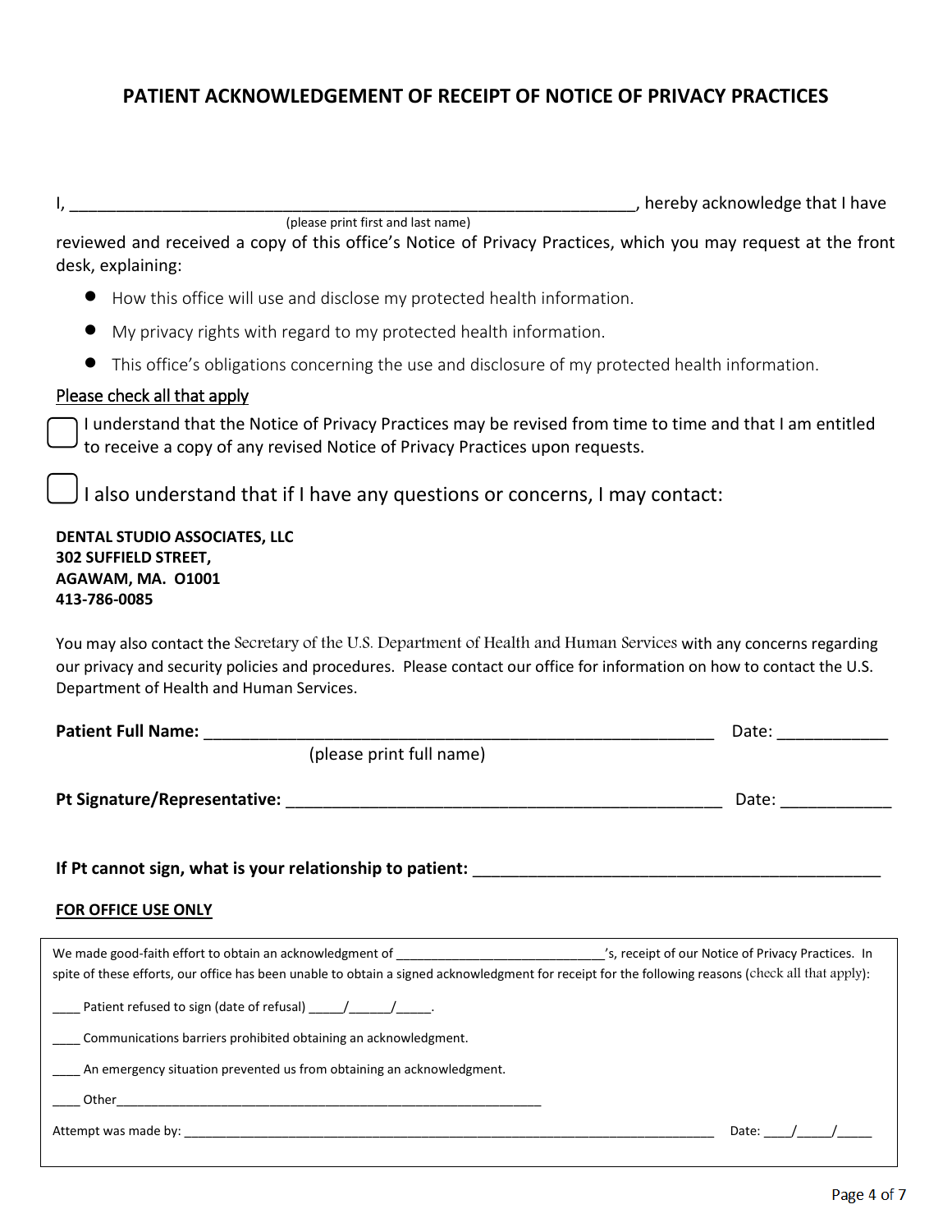# PATIENT ACKNOWLEDGEMENT OF RECEIPT OF NOTICE OF PRIVACY PRACTICES

I, ______________________________________________________________, hereby acknowledge that I have
(please print first and last name)
reviewed and received a copy of this office's Notice of Privacy Practices, which you may request at the front desk, explaining:

- How this office will use and disclose my protected health information.
- My privacy rights with regard to my protected health information.
- This office's obligations concerning the use and disclosure of my protected health information.

Please check all that apply

☐ I understand that the Notice of Privacy Practices may be revised from time to time and that I am entitled to receive a copy of any revised Notice of Privacy Practices upon requests.

☐ I also understand that if I have any questions or concerns, I may contact:

**DENTAL STUDIO ASSOCIATES, LLC**
**302 SUFFIELD STREET,**
**AGAWAM, MA. O1001**
**413-786-0085**

You may also contact the Secretary of the U.S. Department of Health and Human Services with any concerns regarding our privacy and security policies and procedures. Please contact our office for information on how to contact the U.S. Department of Health and Human Services.

**Patient Full Name:** ________________________________________________________ Date: ___________
(please print full name)

**Pt Signature/Representative:** ______________________________________________ Date: ___________

**If Pt cannot sign, what is your relationship to patient:** ____________________________________________

**FOR OFFICE USE ONLY**

We made good-faith effort to obtain an acknowledgment of ___________________________'s, receipt of our Notice of Privacy Practices. In spite of these efforts, our office has been unable to obtain a signed acknowledgment for receipt for the following reasons (check all that apply):

____ Patient refused to sign (date of refusal) _____/______/_____.

____ Communications barriers prohibited obtaining an acknowledgment.

____ An emergency situation prevented us from obtaining an acknowledgment.

____ Other___________________________________________________________

Attempt was made by: _________________________________________________________________________ Date: ____/_____/_____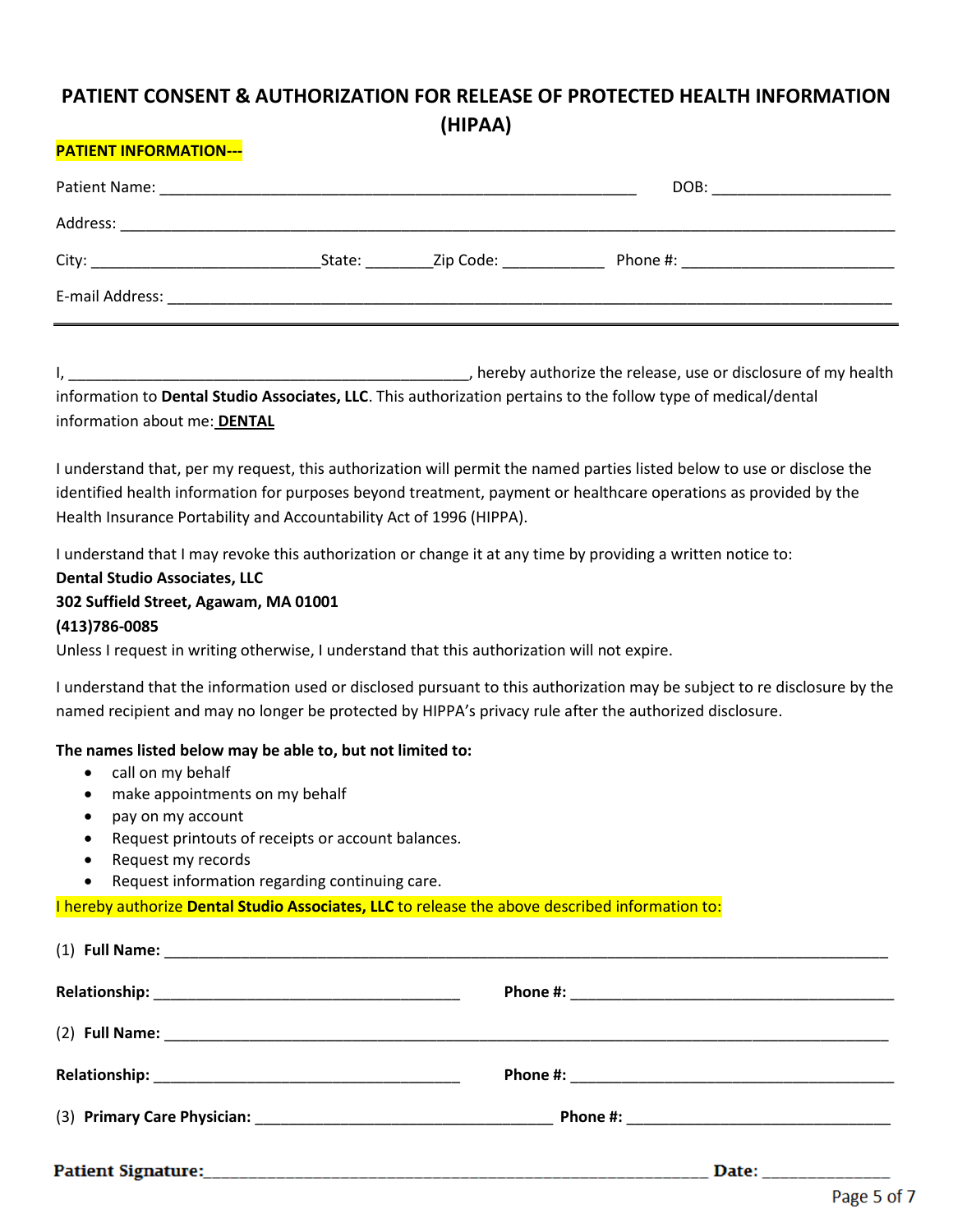# PATIENT CONSENT & AUTHORIZATION FOR RELEASE OF PROTECTED HEALTH INFORMATION (HIPAA)

**PATIENT INFORMATION---**

Patient Name: ___________________________________________________________ DOB: ______________________

Address: ________________________________________________________________________________________________

City: ____________________________State: ________Zip Code: ____________ Phone #: __________________________

E-mail Address: __________________________________________________________________________________________

---

I, __________________________________________________, hereby authorize the release, use or disclosure of my health information to **Dental Studio Associates, LLC**. This authorization pertains to the follow type of medical/dental information about me: **DENTAL**

I understand that, per my request, this authorization will permit the named parties listed below to use or disclose the identified health information for purposes beyond treatment, payment or healthcare operations as provided by the Health Insurance Portability and Accountability Act of 1996 (HIPPA).

I understand that I may revoke this authorization or change it at any time by providing a written notice to:
**Dental Studio Associates, LLC**
**302 Suffield Street, Agawam, MA 01001**
**(413)786-0085**
Unless I request in writing otherwise, I understand that this authorization will not expire.

I understand that the information used or disclosed pursuant to this authorization may be subject to re disclosure by the named recipient and may no longer be protected by HIPPA's privacy rule after the authorized disclosure.

**The names listed below may be able to, but not limited to:**

- call on my behalf
- make appointments on my behalf
- pay on my account
- Request printouts of receipts or account balances.
- Request my records
- Request information regarding continuing care.

I hereby authorize **Dental Studio Associates, LLC** to release the above described information to:

(1) **Full Name:** ___________________________________________________________________________________________

**Relationship:** ____________________________________ **Phone #:** _______________________________________

(2) **Full Name:** ___________________________________________________________________________________________

**Relationship:** ____________________________________ **Phone #:** _______________________________________

(3) **Primary Care Physician:** ___________________________________ **Phone #:** _______________________________

**Patient Signature:**___________________________________________________________ **Date:** ______________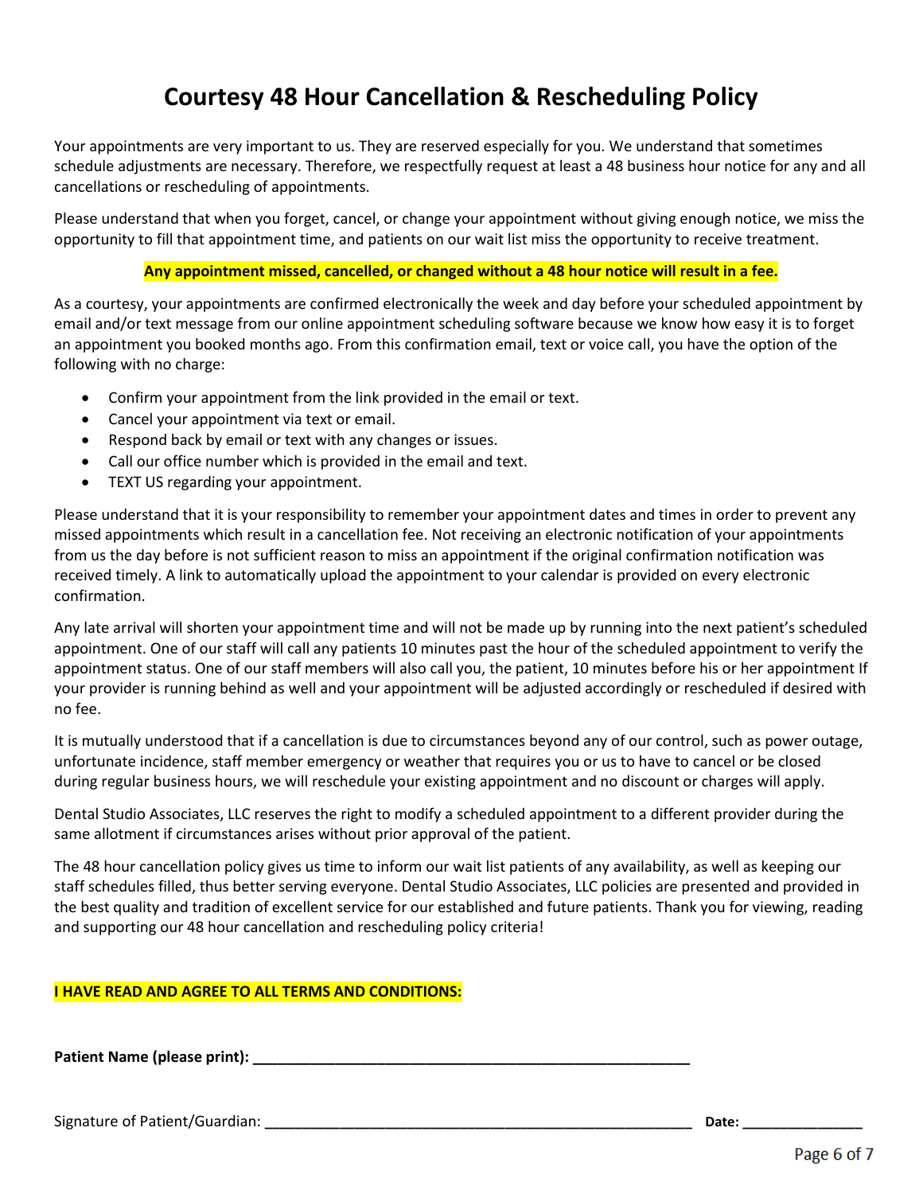# Courtesy 48 Hour Cancellation & Rescheduling Policy

Your appointments are very important to us. They are reserved especially for you. We understand that sometimes schedule adjustments are necessary. Therefore, we respectfully request at least a 48 business hour notice for any and all cancellations or rescheduling of appointments.

Please understand that when you forget, cancel, or change your appointment without giving enough notice, we miss the opportunity to fill that appointment time, and patients on our wait list miss the opportunity to receive treatment.

**Any appointment missed, cancelled, or changed without a 48 hour notice will result in a fee.**

As a courtesy, your appointments are confirmed electronically the week and day before your scheduled appointment by email and/or text message from our online appointment scheduling software because we know how easy it is to forget an appointment you booked months ago. From this confirmation email, text or voice call, you have the option of the following with no charge:

- Confirm your appointment from the link provided in the email or text.
- Cancel your appointment via text or email.
- Respond back by email or text with any changes or issues.
- Call our office number which is provided in the email and text.
- TEXT US regarding your appointment.

Please understand that it is your responsibility to remember your appointment dates and times in order to prevent any missed appointments which result in a cancellation fee. Not receiving an electronic notification of your appointments from us the day before is not sufficient reason to miss an appointment if the original confirmation notification was received timely. A link to automatically upload the appointment to your calendar is provided on every electronic confirmation.

Any late arrival will shorten your appointment time and will not be made up by running into the next patient's scheduled appointment. One of our staff will call any patients 10 minutes past the hour of the scheduled appointment to verify the appointment status. One of our staff members will also call you, the patient, 10 minutes before his or her appointment If your provider is running behind as well and your appointment will be adjusted accordingly or rescheduled if desired with no fee.

It is mutually understood that if a cancellation is due to circumstances beyond any of our control, such as power outage, unfortunate incidence, staff member emergency or weather that requires you or us to have to cancel or be closed during regular business hours, we will reschedule your existing appointment and no discount or charges will apply.

Dental Studio Associates, LLC reserves the right to modify a scheduled appointment to a different provider during the same allotment if circumstances arises without prior approval of the patient.

The 48 hour cancellation policy gives us time to inform our wait list patients of any availability, as well as keeping our staff schedules filled, thus better serving everyone. Dental Studio Associates, LLC policies are presented and provided in the best quality and tradition of excellent service for our established and future patients. Thank you for viewing, reading and supporting our 48 hour cancellation and rescheduling policy criteria!

**I HAVE READ AND AGREE TO ALL TERMS AND CONDITIONS:**

**Patient Name (please print):** ________________________________________________________

Signature of Patient/Guardian: ________________________________________________________ **Date:** _______________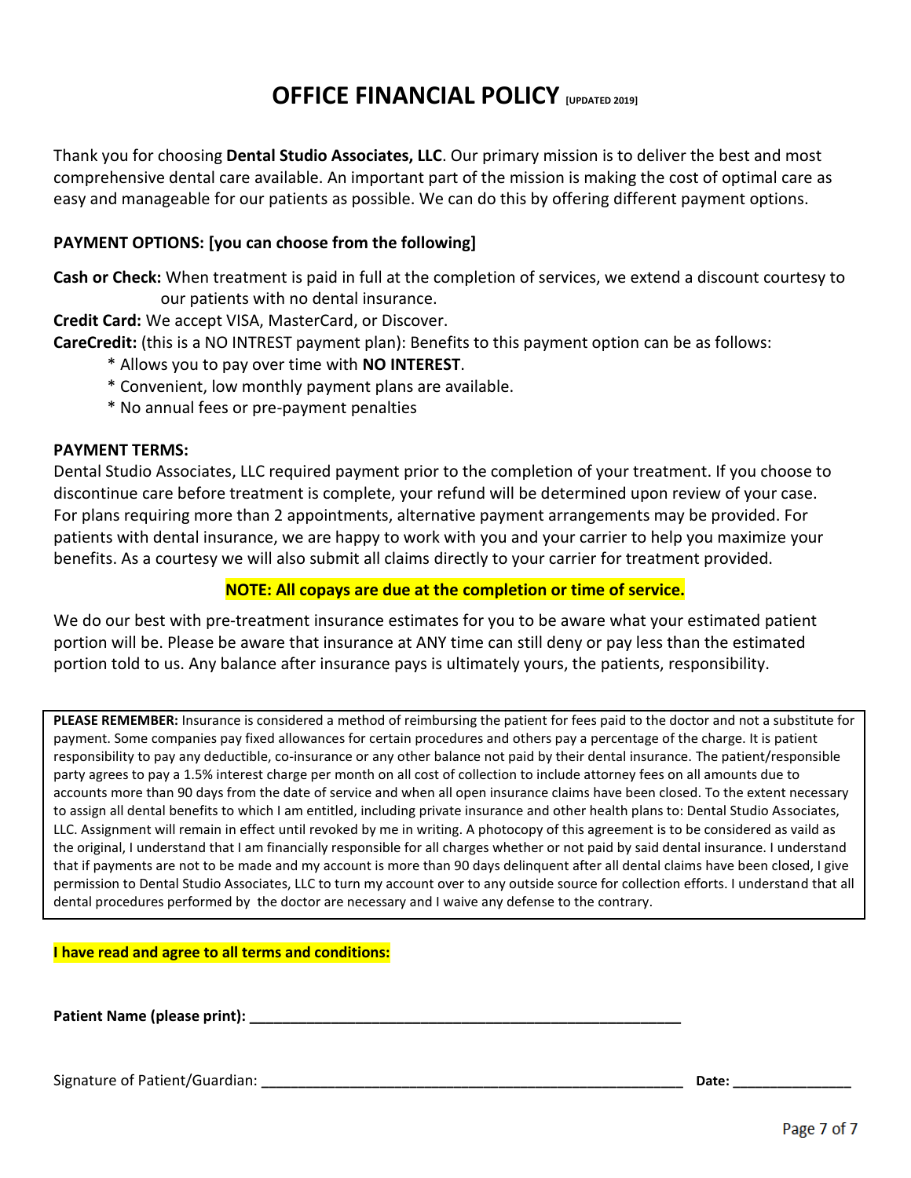# OFFICE FINANCIAL POLICY [UPDATED 2019]

Thank you for choosing **Dental Studio Associates, LLC**. Our primary mission is to deliver the best and most comprehensive dental care available. An important part of the mission is making the cost of optimal care as easy and manageable for our patients as possible. We can do this by offering different payment options.

**PAYMENT OPTIONS: [you can choose from the following]**

**Cash or Check:** When treatment is paid in full at the completion of services, we extend a discount courtesy to our patients with no dental insurance.

**Credit Card:** We accept VISA, MasterCard, or Discover.

**CareCredit:** (this is a NO INTREST payment plan): Benefits to this payment option can be as follows:

* Allows you to pay over time with **NO INTEREST**.
* Convenient, low monthly payment plans are available.
* No annual fees or pre-payment penalties

**PAYMENT TERMS:**

Dental Studio Associates, LLC required payment prior to the completion of your treatment. If you choose to discontinue care before treatment is complete, your refund will be determined upon review of your case. For plans requiring more than 2 appointments, alternative payment arrangements may be provided. For patients with dental insurance, we are happy to work with you and your carrier to help you maximize your benefits. As a courtesy we will also submit all claims directly to your carrier for treatment provided.

**NOTE: All copays are due at the completion or time of service.**

We do our best with pre-treatment insurance estimates for you to be aware what your estimated patient portion will be. Please be aware that insurance at ANY time can still deny or pay less than the estimated portion told to us. Any balance after insurance pays is ultimately yours, the patients, responsibility.

**PLEASE REMEMBER:** Insurance is considered a method of reimbursing the patient for fees paid to the doctor and not a substitute for payment. Some companies pay fixed allowances for certain procedures and others pay a percentage of the charge. It is patient responsibility to pay any deductible, co-insurance or any other balance not paid by their dental insurance. The patient/responsible party agrees to pay a 1.5% interest charge per month on all cost of collection to include attorney fees on all amounts due to accounts more than 90 days from the date of service and when all open insurance claims have been closed. To the extent necessary to assign all dental benefits to which I am entitled, including private insurance and other health plans to: Dental Studio Associates, LLC. Assignment will remain in effect until revoked by me in writing. A photocopy of this agreement is to be considered as vaild as the original, I understand that I am financially responsible for all charges whether or not paid by said dental insurance. I understand that if payments are not to be made and my account is more than 90 days delinquent after all dental claims have been closed, I give permission to Dental Studio Associates, LLC to turn my account over to any outside source for collection efforts. I understand that all dental procedures performed by the doctor are necessary and I waive any defense to the contrary.

**I have read and agree to all terms and conditions:**

**Patient Name (please print):** ______________________________________________________

Signature of Patient/Guardian: ______________________________________________________ **Date:** _______________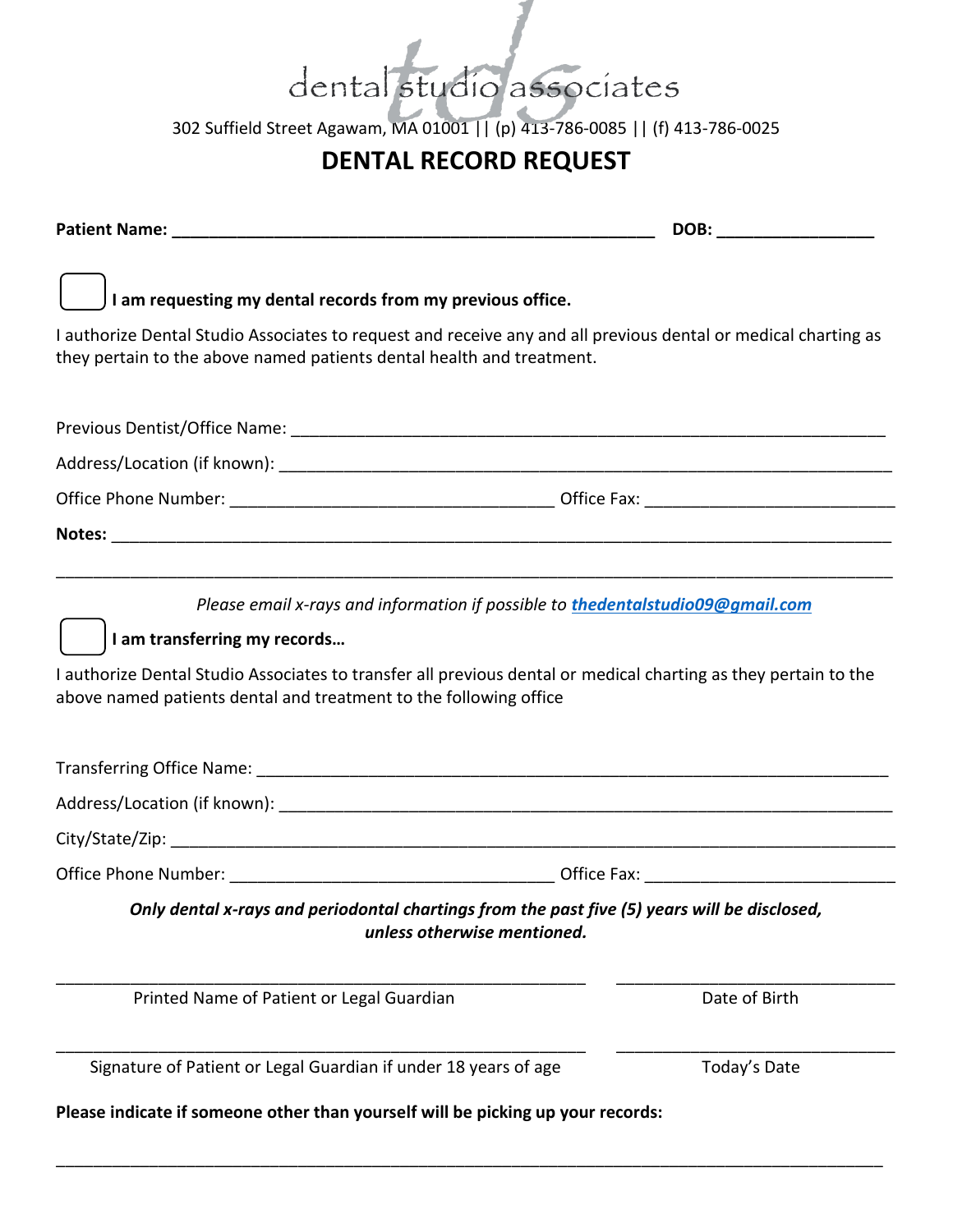dental studio associates

302 Suffield Street Agawam, MA 01001 || (p) 413-786-0085 || (f) 413-786-0025

# DENTAL RECORD REQUEST

**Patient Name:** ______________________________________________ **DOB:** _______________

☐ **I am requesting my dental records from my previous office.**

I authorize Dental Studio Associates to request and receive any and all previous dental or medical charting as they pertain to the above named patients dental health and treatment.

Previous Dentist/Office Name: ________________________________________________________

Address/Location (if known): ________________________________________________________

Office Phone Number: ______________________________ Office Fax: _______________________

**Notes:** ________________________________________________________________________

__________________________________________________________________________________

*Please email x-rays and information if possible to* ***thedentalstudio09@gmail.com***

☐ **I am transferring my records…**

I authorize Dental Studio Associates to transfer all previous dental or medical charting as they pertain to the above named patients dental and treatment to the following office

Transferring Office Name: ___________________________________________________________

Address/Location (if known): ________________________________________________________

City/State/Zip: __________________________________________________________________

Office Phone Number: ______________________________ Office Fax: _______________________

***Only dental x-rays and periodontal chartings from the past five (5) years will be disclosed, unless otherwise mentioned.***

_______________________________________________ ___________________________

Printed Name of Patient or Legal Guardian — Date of Birth

_______________________________________________ ___________________________

Signature of Patient or Legal Guardian if under 18 years of age — Today's Date

**Please indicate if someone other than yourself will be picking up your records:**

__________________________________________________________________________________